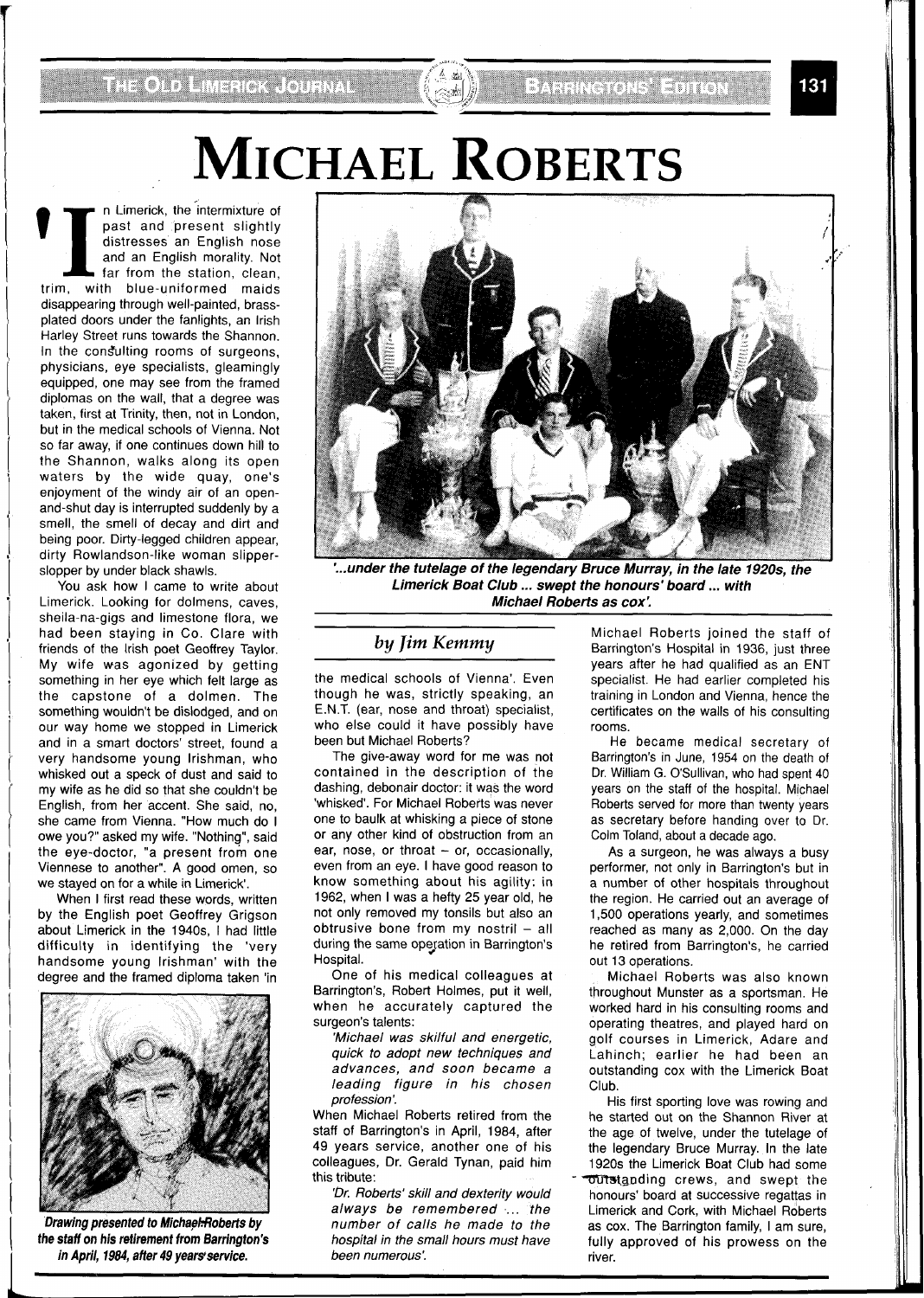# MICHAEL ROBERTS

'In Limerick, the intermixture of past and present slightly distresses an English nose and an English morality. Not far from the station, clean, trim, with blue-uniformed maids disappearing through well-painted, brass-plated doors under the fanlights, an Irish Harley Street runs towards the Shannon. In the consulting rooms of surgeons, physicians, eye specialists, gleamingly equipped, one may see from the framed diplomas on the wall, that a degree was taken, first at Trinity, then, not in London, but in the medical schools of Vienna. Not so far away, if one continues down hill to the Shannon, walks along its open waters by the wide quay, one's enjoyment of the windy air of an open-and-shut day is interrupted suddenly by a smell, the smell of decay and dirt and being poor. Dirty-legged children appear, dirty Rowlandson-like woman slipper-slopper by under black shawls.

You ask how I came to write about Limerick. Looking for dolmens, caves, sheila-na-gigs and limestone flora, we had been staying in Co. Clare with friends of the Irish poet Geoffrey Taylor. My wife was agonized by getting something in her eye which felt large as the capstone of a dolmen. The something wouldn't be dislodged, and on our way home we stopped in Limerick and in a smart doctors' street, found a very handsome young Irishman, who whisked out a speck of dust and said to my wife as he did so that she couldn't be English, from her accent. She said, no, she came from Vienna. "How much do I owe you?" asked my wife. "Nothing", said the eye-doctor, "a present from one Viennese to another". A good omen, so we stayed on for a while in Limerick'.

When I first read these words, written by the English poet Geoffrey Grigson about Limerick in the 1940s, I had little difficulty in identifying the 'very handsome young Irishman' with the degree and the framed diploma taken 'in the medical schools of Vienna'. Even though he was, strictly speaking, an E.N.T. (ear, nose and throat) specialist, who else could it have possibly have been but Michael Roberts?

*by Jim Kemmy*

The give-away word for me was not contained in the description of the dashing, debonair doctor: it was the word 'whisked'. For Michael Roberts was never one to baulk at whisking a piece of stone or any other kind of obstruction from an ear, nose, or throat – or, occasionally, even from an eye. I have good reason to know something about his agility: in 1962, when I was a hefty 25 year old, he not only removed my tonsils but also an obtrusive bone from my nostril – all during the same operation in Barrington's Hospital.

One of his medical colleagues at Barrington's, Robert Holmes, put it well, when he accurately captured the surgeon's talents:

*'Michael was skilful and energetic, quick to adopt new techniques and advances, and soon became a leading figure in his chosen profession'.*

When Michael Roberts retired from the staff of Barrington's in April, 1984, after 49 years service, another one of his colleagues, Dr. Gerald Tynan, paid him this tribute:

*'Dr. Roberts' skill and dexterity would always be remembered ... the number of calls he made to the hospital in the small hours must have been numerous'.*

**Drawing presented to Michael Roberts by the staff on his retirement from Barrington's in April, 1984, after 49 years' service.**

***'...under the tutelage of the legendary Bruce Murray, in the late 1920s, the Limerick Boat Club ... swept the honours' board ... with Michael Roberts as cox'.***

Michael Roberts joined the staff of Barrington's Hospital in 1936, just three years after he had qualified as an ENT specialist. He had earlier completed his training in London and Vienna, hence the certificates on the walls of his consulting rooms.

He became medical secretary of Barrington's in June, 1954 on the death of Dr. William G. O'Sullivan, who had spent 40 years on the staff of the hospital. Michael Roberts served for more than twenty years as secretary before handing over to Dr. Colm Toland, about a decade ago.

As a surgeon, he was always a busy performer, not only in Barrington's but in a number of other hospitals throughout the region. He carried out an average of 1,500 operations yearly, and sometimes reached as many as 2,000. On the day he retired from Barrington's, he carried out 13 operations.

Michael Roberts was also known throughout Munster as a sportsman. He worked hard in his consulting rooms and operating theatres, and played hard on golf courses in Limerick, Adare and Lahinch; earlier he had been an outstanding cox with the Limerick Boat Club.

His first sporting love was rowing and he started out on the Shannon River at the age of twelve, under the tutelage of the legendary Bruce Murray. In the late 1920s the Limerick Boat Club had some outstanding crews, and swept the honours' board at successive regattas in Limerick and Cork, with Michael Roberts as cox. The Barrington family, I am sure, fully approved of his prowess on the river.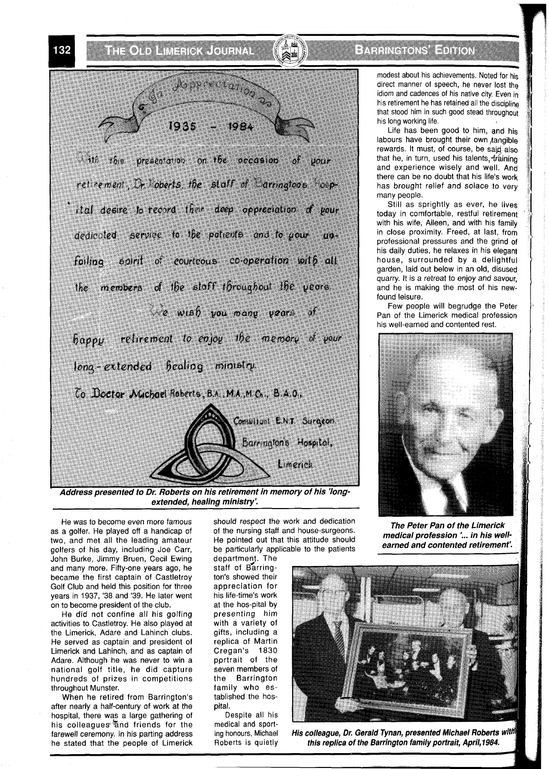An Appreciation

1935 - 1984

With this presentation on the occasion of your retirement, Dr. Roberts, the staff of Barringtons Hospital desire to record their deep appreciation of your dedicated service to the patients and to your unfailing spirit of courteous co-operation with all the members of the staff throughout the years.

We wish you many years of happy retirement to enjoy the memory of your long-extended healing ministry.

To Doctor Michael Roberts, B.A., M.A., M.Ch., B.A.O.,

Consultant E.N.T. Surgeon,
Barrington's Hospital,
Limerick.

***Address presented to Dr. Roberts on his retirement in memory of his 'long-extended, healing ministry'.***

He was to become even more famous as a golfer. He played off a handicap of two, and met all the leading amateur golfers of his day, including Joe Carr, John Burke, Jimmy Bruen, Cecil Ewing and many more. Fifty-one years ago, he became the first captain of Castletroy Golf Club and held this position for three years in 1937, '38 and '39. He later went on to become president of the club.

He did not confine all his golfing activities to Castletroy. He also played at the Limerick, Adare and Lahinch clubs. He served as captain and president of Limerick and Lahinch, and as captain of Adare. Although he was never to win a national golf title, he did capture hundreds of prizes in competitions throughout Munster.

When he retired from Barrington's after nearly a half-century of work at the hospital, there was a large gathering of his colleagues and friends for the farewell ceremony. In his parting address he stated that the people of Limerick should respect the work and dedication of the nursing staff and house-surgeons. He pointed out that this attitude should be particularly applicable to the patients department. The staff of Barrington's showed their appreciation for his life-time's work at the hos-pital by presenting him with a variety of gifts, including a replica of Martin Cregan's 1830 portrait of the seven members of the Barrington family who established the hospital.

Despite all his medical and sporting honours, Michael Roberts is quietly modest about his achievements. Noted for his direct manner of speech, he never lost the idiom and cadences of his native city. Even in his retirement he has retained all the discipline that stood him in such good stead throughout his long working life.

Life has been good to him, and his labours have brought their own tangible rewards. It must, of course, be said also that he, in turn, used his talents, training and experience wisely and well. And there can be no doubt that his life's work has brought relief and solace to very many people.

Still as sprightly as ever, he lives today in comfortable, restful retirement with his wife, Aileen, and with his family in close proximity. Freed, at last, from professional pressures and the grind of his daily duties, he relaxes in his elegant house, surrounded by a delightful garden, laid out below in an old, disused quarry. It is a retreat to enjoy and savour, and he is making the most of his new-found leisure.

Few people will begrudge the Peter Pan of the Limerick medical profession his well-earned and contented rest.

***The Peter Pan of the Limerick medical profession '... in his well-earned and contented retirement'.***

***His colleague, Dr. Gerald Tynan, presented Michael Roberts with this replica of the Barrington family portrait, April,1984.***